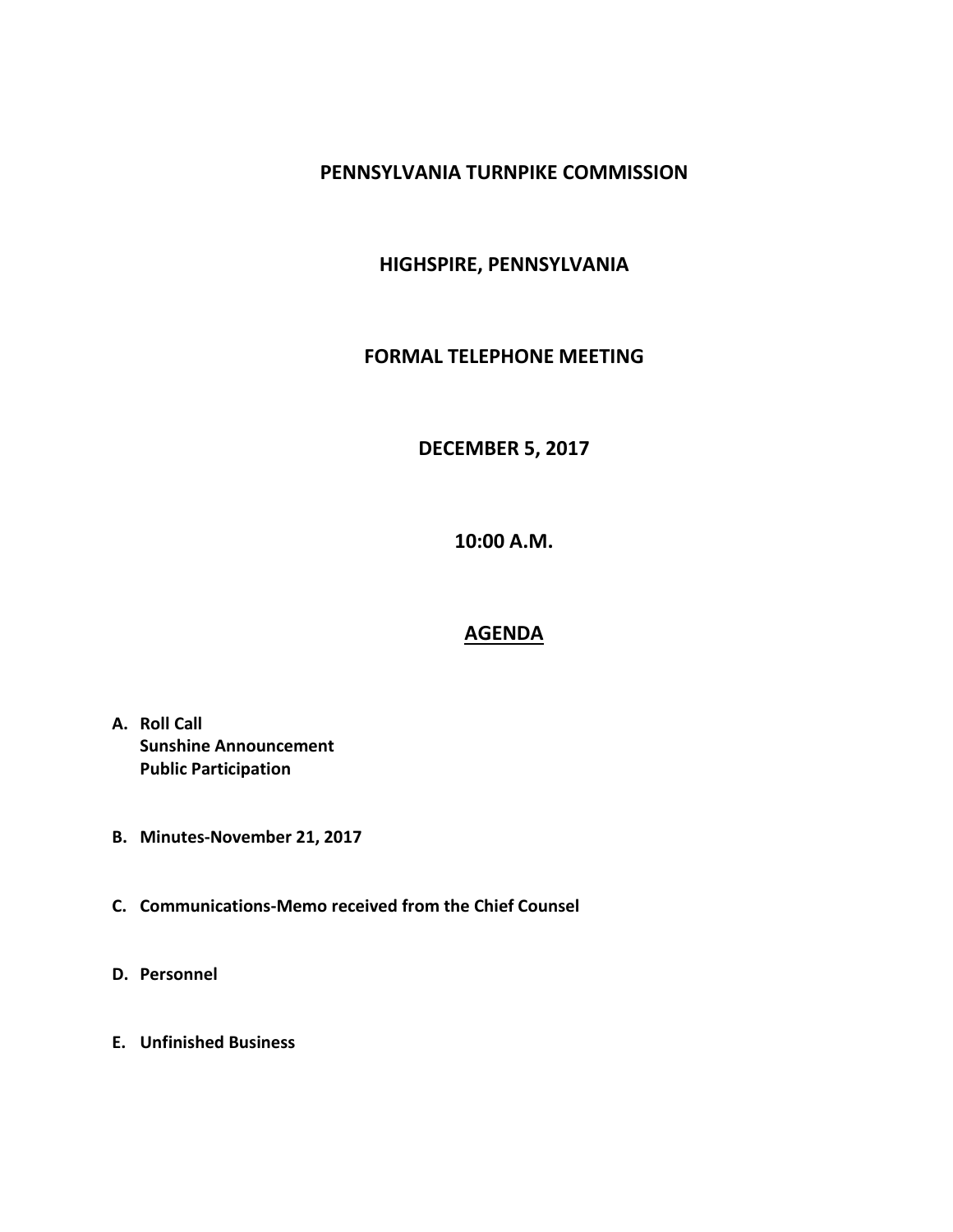# PENNSYLVANIA TURNPIKE COMMISSION

## HIGHSPIRE, PENNSYLVANIA

## FORMAL TELEPHONE MEETING

## DECEMBER 5, 2017

## 10:00 A.M.

## AGENDA

**A. Roll Call**
**Sunshine Announcement**
**Public Participation**

**B. Minutes-November 21, 2017**

**C. Communications-Memo received from the Chief Counsel**

**D. Personnel**

**E. Unfinished Business**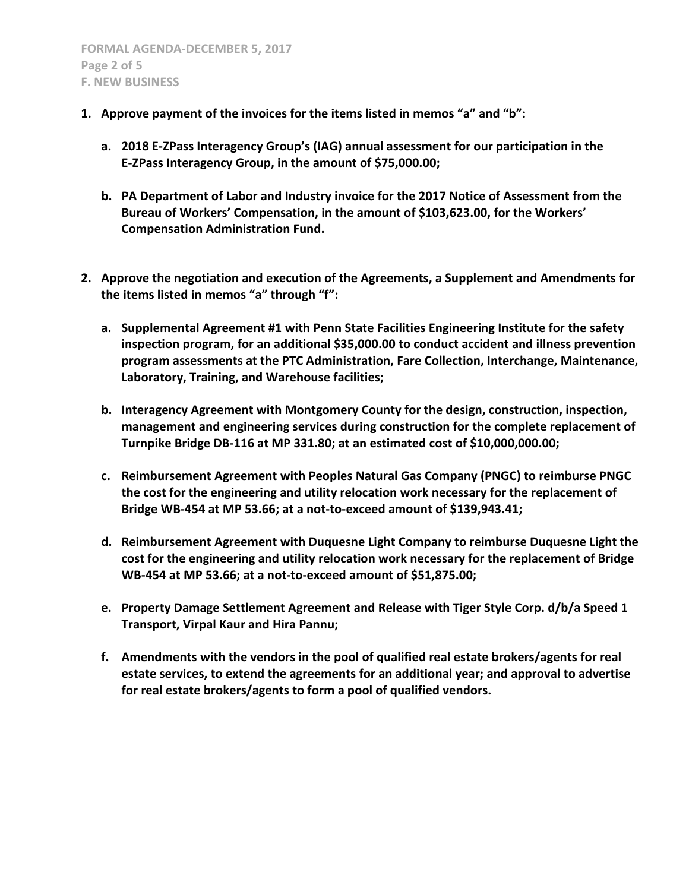**F. NEW BUSINESS**

1. **Approve payment of the invoices for the items listed in memos "a" and "b":**

   a. **2018 E-ZPass Interagency Group's (IAG) annual assessment for our participation in the E-ZPass Interagency Group, in the amount of $75,000.00;**

   b. **PA Department of Labor and Industry invoice for the 2017 Notice of Assessment from the Bureau of Workers' Compensation, in the amount of $103,623.00, for the Workers' Compensation Administration Fund.**

2. **Approve the negotiation and execution of the Agreements, a Supplement and Amendments for the items listed in memos "a" through "f":**

   a. **Supplemental Agreement #1 with Penn State Facilities Engineering Institute for the safety inspection program, for an additional $35,000.00 to conduct accident and illness prevention program assessments at the PTC Administration, Fare Collection, Interchange, Maintenance, Laboratory, Training, and Warehouse facilities;**

   b. **Interagency Agreement with Montgomery County for the design, construction, inspection, management and engineering services during construction for the complete replacement of Turnpike Bridge DB-116 at MP 331.80; at an estimated cost of $10,000,000.00;**

   c. **Reimbursement Agreement with Peoples Natural Gas Company (PNGC) to reimburse PNGC the cost for the engineering and utility relocation work necessary for the replacement of Bridge WB-454 at MP 53.66; at a not-to-exceed amount of $139,943.41;**

   d. **Reimbursement Agreement with Duquesne Light Company to reimburse Duquesne Light the cost for the engineering and utility relocation work necessary for the replacement of Bridge WB-454 at MP 53.66; at a not-to-exceed amount of $51,875.00;**

   e. **Property Damage Settlement Agreement and Release with Tiger Style Corp. d/b/a Speed 1 Transport, Virpal Kaur and Hira Pannu;**

   f. **Amendments with the vendors in the pool of qualified real estate brokers/agents for real estate services, to extend the agreements for an additional year; and approval to advertise for real estate brokers/agents to form a pool of qualified vendors.**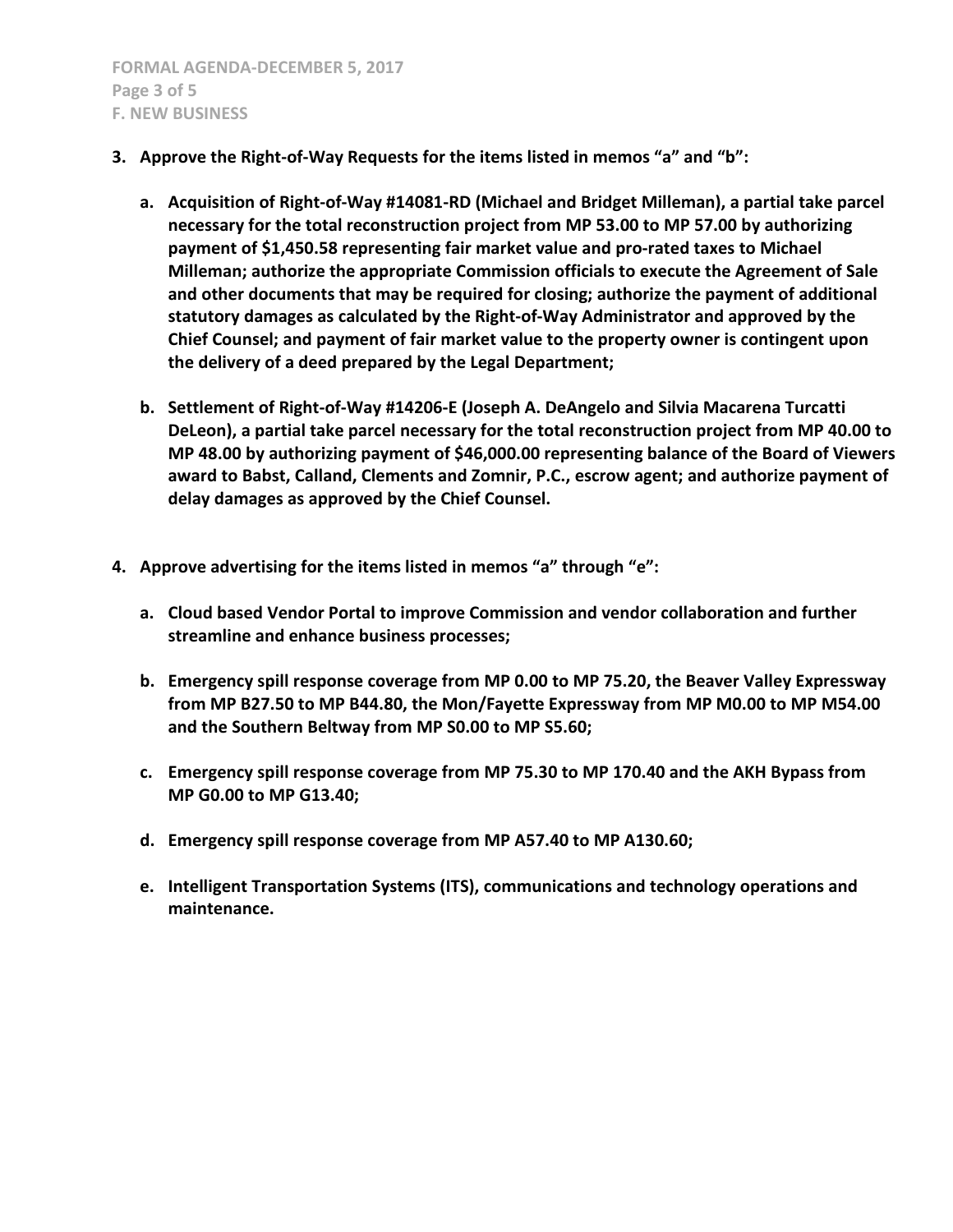**3. Approve the Right-of-Way Requests for the items listed in memos "a" and "b":**

   **a. Acquisition of Right-of-Way #14081-RD (Michael and Bridget Milleman), a partial take parcel necessary for the total reconstruction project from MP 53.00 to MP 57.00 by authorizing payment of $1,450.58 representing fair market value and pro-rated taxes to Michael Milleman; authorize the appropriate Commission officials to execute the Agreement of Sale and other documents that may be required for closing; authorize the payment of additional statutory damages as calculated by the Right-of-Way Administrator and approved by the Chief Counsel; and payment of fair market value to the property owner is contingent upon the delivery of a deed prepared by the Legal Department;**

   **b. Settlement of Right-of-Way #14206-E (Joseph A. DeAngelo and Silvia Macarena Turcatti DeLeon), a partial take parcel necessary for the total reconstruction project from MP 40.00 to MP 48.00 by authorizing payment of $46,000.00 representing balance of the Board of Viewers award to Babst, Calland, Clements and Zomnir, P.C., escrow agent; and authorize payment of delay damages as approved by the Chief Counsel.**

**4. Approve advertising for the items listed in memos "a" through "e":**

   **a. Cloud based Vendor Portal to improve Commission and vendor collaboration and further streamline and enhance business processes;**

   **b. Emergency spill response coverage from MP 0.00 to MP 75.20, the Beaver Valley Expressway from MP B27.50 to MP B44.80, the Mon/Fayette Expressway from MP M0.00 to MP M54.00 and the Southern Beltway from MP S0.00 to MP S5.60;**

   **c. Emergency spill response coverage from MP 75.30 to MP 170.40 and the AKH Bypass from MP G0.00 to MP G13.40;**

   **d. Emergency spill response coverage from MP A57.40 to MP A130.60;**

   **e. Intelligent Transportation Systems (ITS), communications and technology operations and maintenance.**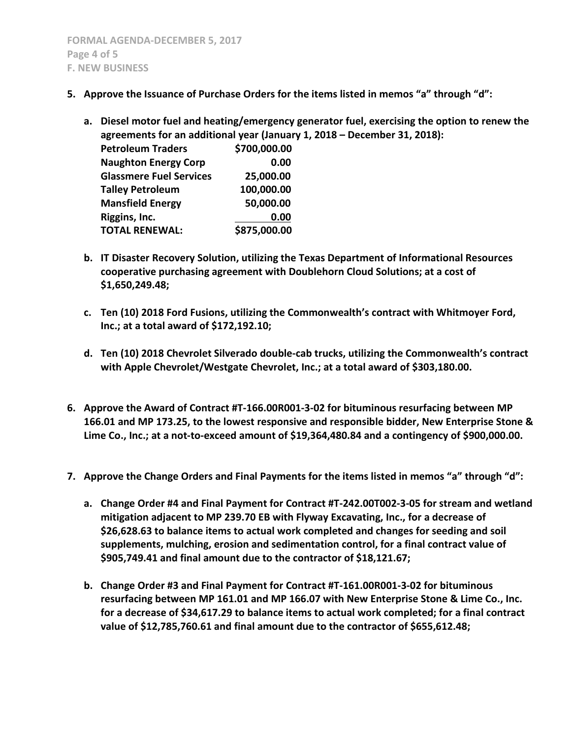**5. Approve the Issuance of Purchase Orders for the items listed in memos "a" through "d":**

   **a. Diesel motor fuel and heating/emergency generator fuel, exercising the option to renew the agreements for an additional year (January 1, 2018 – December 31, 2018):**

| | |
|---|---:|
| **Petroleum Traders** | **$700,000.00** |
| **Naughton Energy Corp** | **0.00** |
| **Glassmere Fuel Services** | **25,000.00** |
| **Talley Petroleum** | **100,000.00** |
| **Mansfield Energy** | **50,000.00** |
| **Riggins, Inc.** | **0.00** |
| **TOTAL RENEWAL:** | **$875,000.00** |

   **b. IT Disaster Recovery Solution, utilizing the Texas Department of Informational Resources cooperative purchasing agreement with Doublehorn Cloud Solutions; at a cost of $1,650,249.48;**

   **c. Ten (10) 2018 Ford Fusions, utilizing the Commonwealth's contract with Whitmoyer Ford, Inc.; at a total award of $172,192.10;**

   **d. Ten (10) 2018 Chevrolet Silverado double-cab trucks, utilizing the Commonwealth's contract with Apple Chevrolet/Westgate Chevrolet, Inc.; at a total award of $303,180.00.**

**6. Approve the Award of Contract #T-166.00R001-3-02 for bituminous resurfacing between MP 166.01 and MP 173.25, to the lowest responsive and responsible bidder, New Enterprise Stone & Lime Co., Inc.; at a not-to-exceed amount of $19,364,480.84 and a contingency of $900,000.00.**

**7. Approve the Change Orders and Final Payments for the items listed in memos "a" through "d":**

   **a. Change Order #4 and Final Payment for Contract #T-242.00T002-3-05 for stream and wetland mitigation adjacent to MP 239.70 EB with Flyway Excavating, Inc., for a decrease of $26,628.63 to balance items to actual work completed and changes for seeding and soil supplements, mulching, erosion and sedimentation control, for a final contract value of $905,749.41 and final amount due to the contractor of $18,121.67;**

   **b. Change Order #3 and Final Payment for Contract #T-161.00R001-3-02 for bituminous resurfacing between MP 161.01 and MP 166.07 with New Enterprise Stone & Lime Co., Inc. for a decrease of $34,617.29 to balance items to actual work completed; for a final contract value of $12,785,760.61 and final amount due to the contractor of $655,612.48;**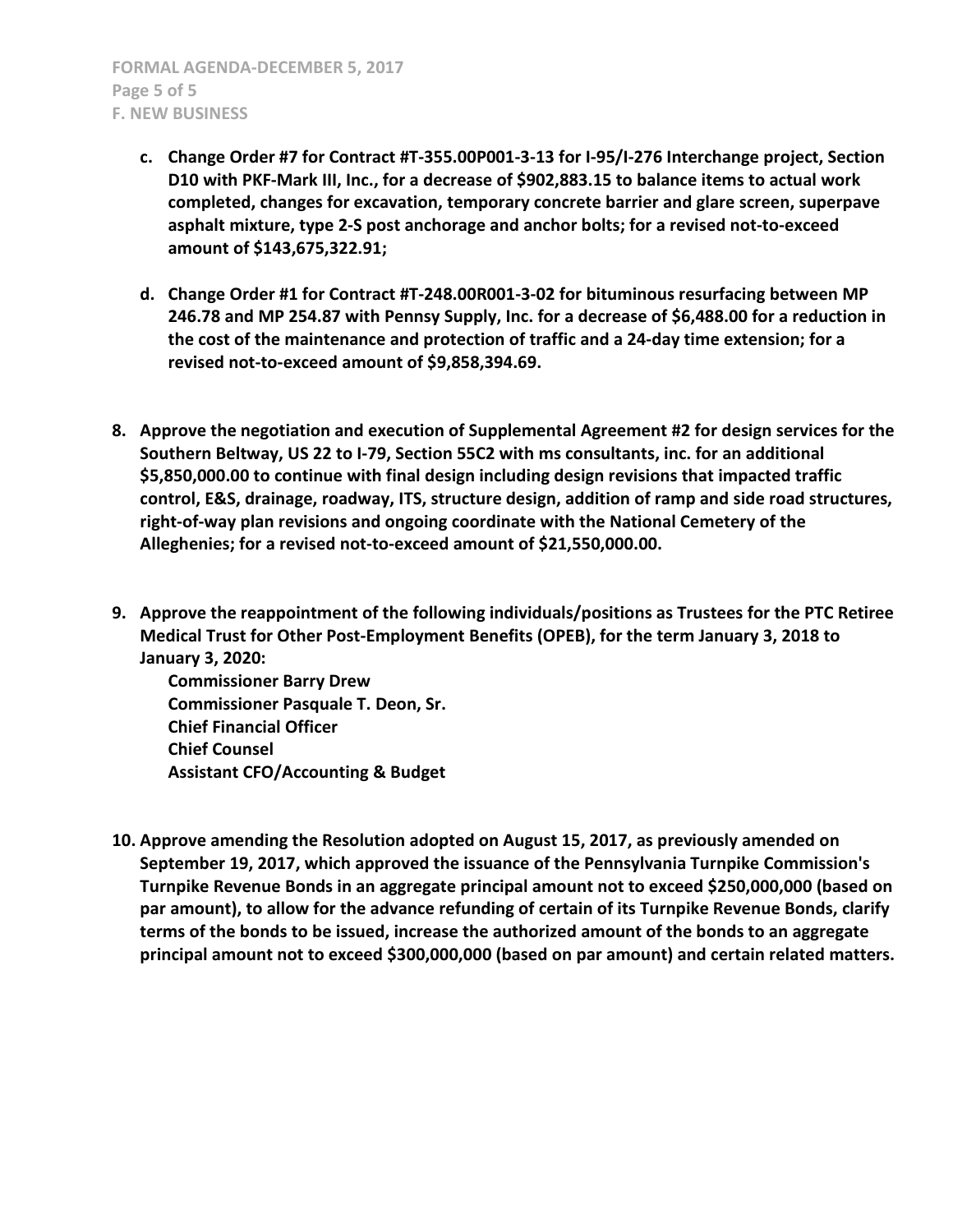**F. NEW BUSINESS**

- **c. Change Order #7 for Contract #T-355.00P001-3-13 for I-95/I-276 Interchange project, Section D10 with PKF-Mark III, Inc., for a decrease of $902,883.15 to balance items to actual work completed, changes for excavation, temporary concrete barrier and glare screen, superpave asphalt mixture, type 2-S post anchorage and anchor bolts; for a revised not-to-exceed amount of $143,675,322.91;**

- **d. Change Order #1 for Contract #T-248.00R001-3-02 for bituminous resurfacing between MP 246.78 and MP 254.87 with Pennsy Supply, Inc. for a decrease of $6,488.00 for a reduction in the cost of the maintenance and protection of traffic and a 24-day time extension; for a revised not-to-exceed amount of $9,858,394.69.**

**8. Approve the negotiation and execution of Supplemental Agreement #2 for design services for the Southern Beltway, US 22 to I-79, Section 55C2 with ms consultants, inc. for an additional $5,850,000.00 to continue with final design including design revisions that impacted traffic control, E&S, drainage, roadway, ITS, structure design, addition of ramp and side road structures, right-of-way plan revisions and ongoing coordinate with the National Cemetery of the Alleghenies; for a revised not-to-exceed amount of $21,550,000.00.**

**9. Approve the reappointment of the following individuals/positions as Trustees for the PTC Retiree Medical Trust for Other Post-Employment Benefits (OPEB), for the term January 3, 2018 to January 3, 2020:**

**Commissioner Barry Drew**
**Commissioner Pasquale T. Deon, Sr.**
**Chief Financial Officer**
**Chief Counsel**
**Assistant CFO/Accounting & Budget**

**10. Approve amending the Resolution adopted on August 15, 2017, as previously amended on September 19, 2017, which approved the issuance of the Pennsylvania Turnpike Commission's Turnpike Revenue Bonds in an aggregate principal amount not to exceed $250,000,000 (based on par amount), to allow for the advance refunding of certain of its Turnpike Revenue Bonds, clarify terms of the bonds to be issued, increase the authorized amount of the bonds to an aggregate principal amount not to exceed $300,000,000 (based on par amount) and certain related matters.**